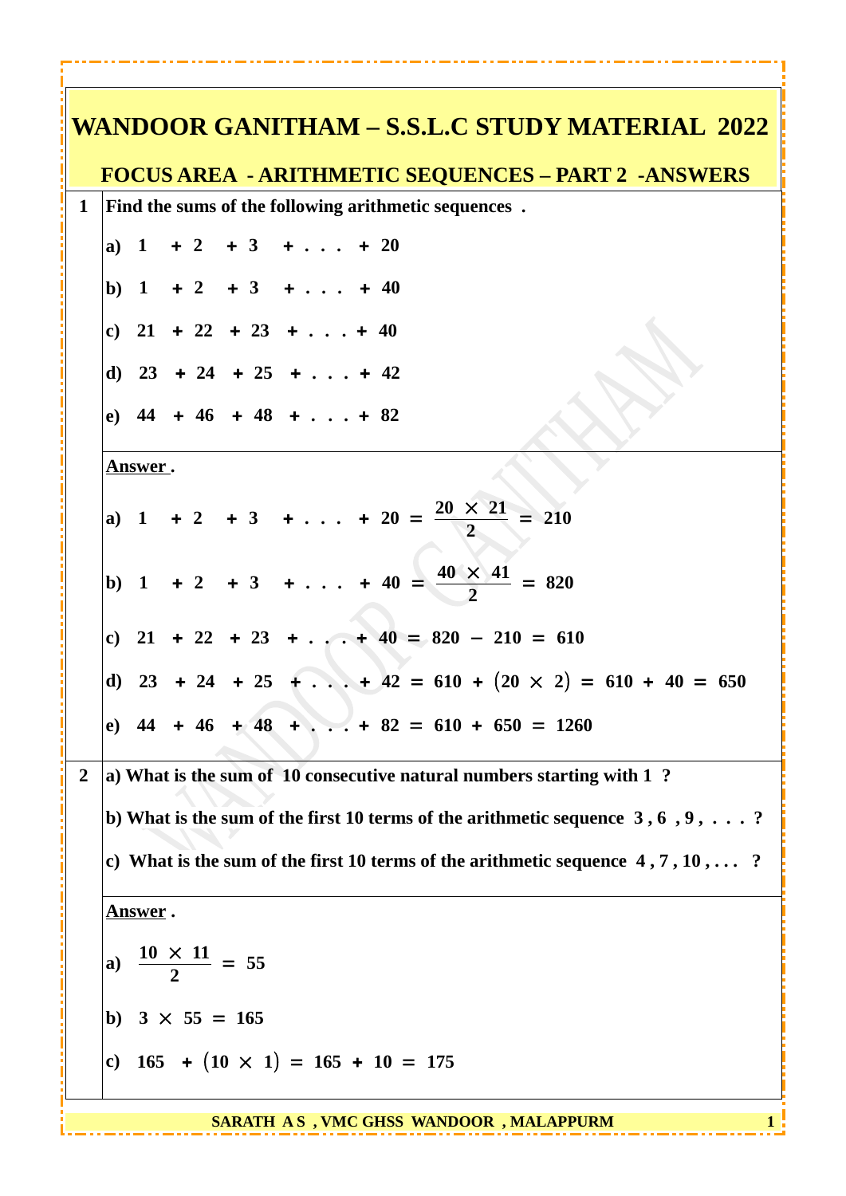# WANDOOR GANITHAM – S.S.L.C STUDY MATERIAL 2022

## FOCUS AREA - ARITHMETIC SEQUENCES – PART 2 -ANSWERS

**1** Find the sums of the following arithmetic sequences .

a) $1 + 2 + 3 + \ldots + 20$

b) $1 + 2 + 3 + \ldots + 40$

c) $21 + 22 + 23 + \ldots + 40$

d) $23 + 24 + 25 + \ldots + 42$

e) $44 + 46 + 48 + \ldots + 82$

**Answer .**

a) $1 + 2 + 3 + \ldots + 20 = \frac{20 \times 21}{2} = 210$

b) $1 + 2 + 3 + \ldots + 40 = \frac{40 \times 41}{2} = 820$

c) $21 + 22 + 23 + \ldots + 40 = 820 - 210 = 610$

d) $23 + 24 + 25 + \ldots + 42 = 610 + (20 \times 2) = 610 + 40 = 650$

e) $44 + 46 + 48 + \ldots + 82 = 610 + 650 = 1260$

**2** a) What is the sum of 10 consecutive natural numbers starting with 1 ?

b) What is the sum of the first 10 terms of the arithmetic sequence 3 , 6 , 9 , . . . ?

c) What is the sum of the first 10 terms of the arithmetic sequence 4 , 7 , 10 , . . . ?

**Answer .**

a) $\frac{10 \times 11}{2} = 55$

b) $3 \times 55 = 165$

c) $165 + (10 \times 1) = 165 + 10 = 175$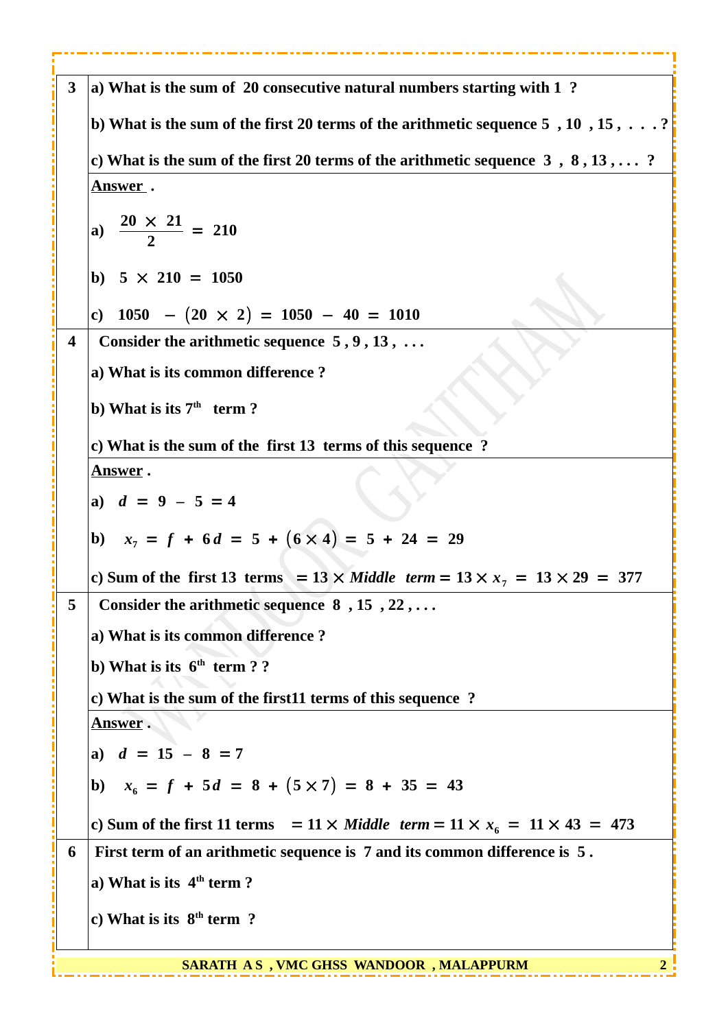| | |
|---|---|
| **3** | **a) What is the sum of 20 consecutive natural numbers starting with 1 ?**<br><br>**b) What is the sum of the first 20 terms of the arithmetic sequence 5 , 10 , 15 , . . . ?**<br><br>**c) What is the sum of the first 20 terms of the arithmetic sequence 3 , 8 , 13 , . . . ?** |
| | **Answer .**<br><br>**a)** $\frac{20 \times 21}{2} = 210$<br><br>**b)** $5 \times 210 = 1050$<br><br>**c)** $1050 - (20 \times 2) = 1050 - 40 = 1010$ |
| **4** | **Consider the arithmetic sequence 5 , 9 , 13 , . . .**<br><br>**a) What is its common difference ?**<br><br>**b) What is its 7th term ?**<br><br>**c) What is the sum of the first 13 terms of this sequence ?** |
| | **Answer .**<br><br>**a)** $d = 9 - 5 = 4$<br><br>**b)** $x_7 = f + 6d = 5 + (6 \times 4) = 5 + 24 = 29$<br><br>**c) Sum of the first 13 terms** $= 13 \times \textit{Middle term} = 13 \times x_7 = 13 \times 29 = 377$ |
| **5** | **Consider the arithmetic sequence 8 , 15 , 22 , . . .**<br><br>**a) What is its common difference ?**<br><br>**b) What is its 6th term ? ?**<br><br>**c) What is the sum of the first11 terms of this sequence ?** |
| | **Answer .**<br><br>**a)** $d = 15 - 8 = 7$<br><br>**b)** $x_6 = f + 5d = 8 + (5 \times 7) = 8 + 35 = 43$<br><br>**c) Sum of the first 11 terms** $= 11 \times \textit{Middle term} = 11 \times x_6 = 11 \times 43 = 473$ |
| **6** | **First term of an arithmetic sequence is 7 and its common difference is 5 .**<br><br>**a) What is its 4th term ?**<br><br>**c) What is its 8th term ?** |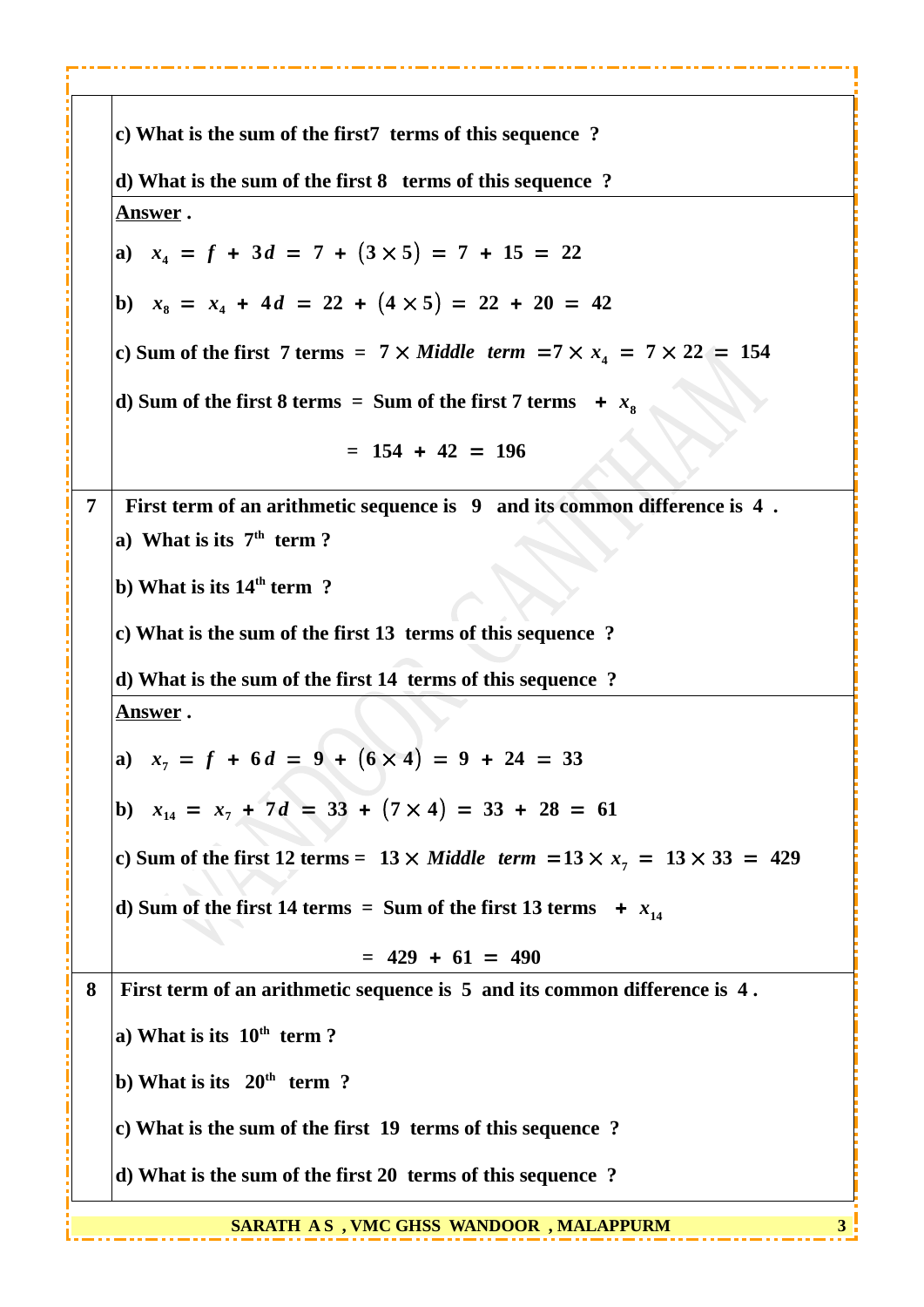c) What is the sum of the first7 terms of this sequence ?

d) What is the sum of the first 8 terms of this sequence ?

**Answer .**

a) $x_4 = f + 3d = 7 + (3 \times 5) = 7 + 15 = 22$

b) $x_8 = x_4 + 4d = 22 + (4 \times 5) = 22 + 20 = 42$

c) Sum of the first 7 terms = $7 \times Middle \ \ term = 7 \times x_4 = 7 \times 22 = 154$

d) Sum of the first 8 terms = Sum of the first 7 terms + $x_8$

$$= 154 + 42 = 196$$

**7** First term of an arithmetic sequence is 9 and its common difference is 4 .

a) What is its $7^{th}$ term ?

b) What is its $14^{th}$ term ?

c) What is the sum of the first 13 terms of this sequence ?

d) What is the sum of the first 14 terms of this sequence ?

**Answer .**

a) $x_7 = f + 6d = 9 + (6 \times 4) = 9 + 24 = 33$

b) $x_{14} = x_7 + 7d = 33 + (7 \times 4) = 33 + 28 = 61$

c) Sum of the first 12 terms = $13 \times Middle \ \ term = 13 \times x_7 = 13 \times 33 = 429$

d) Sum of the first 14 terms = Sum of the first 13 terms + $x_{14}$

$$= 429 + 61 = 490$$

**8** First term of an arithmetic sequence is 5 and its common difference is 4 .

a) What is its $10^{th}$ term ?

b) What is its $20^{th}$ term ?

c) What is the sum of the first 19 terms of this sequence ?

d) What is the sum of the first 20 terms of this sequence ?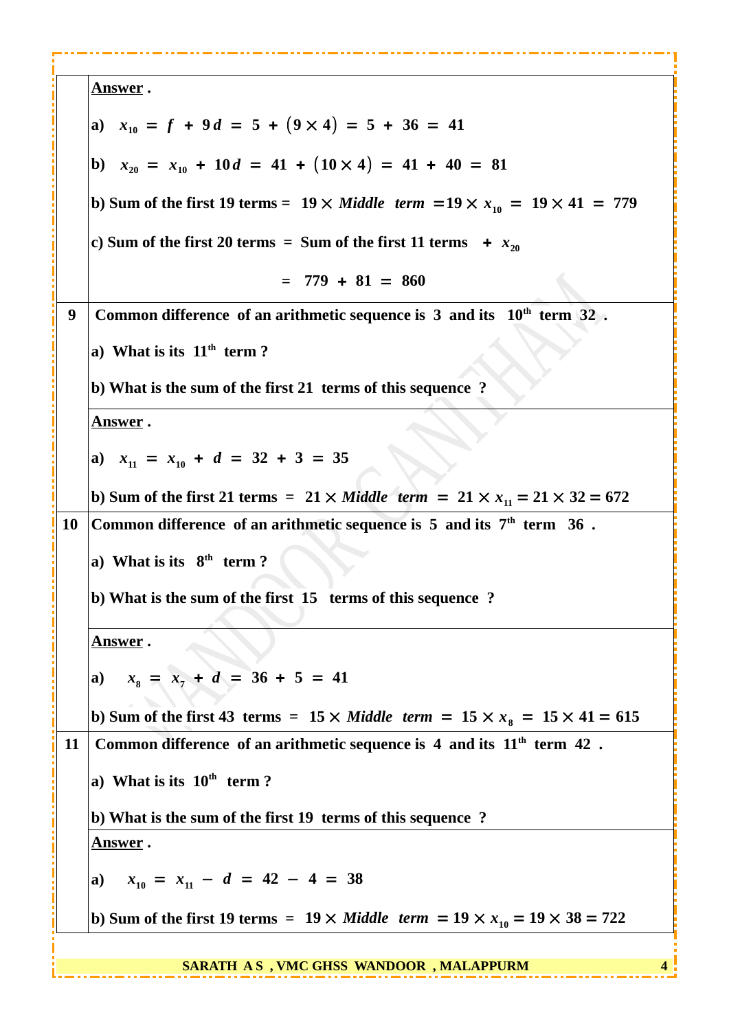| | |
|---|---|
| | **Answer .** <br><br> a) $x_{10} = f + 9d = 5 + (9 \times 4) = 5 + 36 = 41$ <br><br> b) $x_{20} = x_{10} + 10d = 41 + (10 \times 4) = 41 + 40 = 81$ <br><br> b) Sum of the first 19 terms = $19 \times \textit{Middle term} = 19 \times x_{10} = 19 \times 41 = 779$ <br><br> c) Sum of the first 20 terms = Sum of the first 11 terms + $x_{20}$ <br><br> $= 779 + 81 = 860$ |
| **9** | Common difference of an arithmetic sequence is 3 and its $10^{th}$ term 32 . <br><br> a) What is its $11^{th}$ term ? <br><br> b) What is the sum of the first 21 terms of this sequence ? |
| | **Answer .** <br><br> a) $x_{11} = x_{10} + d = 32 + 3 = 35$ <br><br> b) Sum of the first 21 terms = $21 \times \textit{Middle term} = 21 \times x_{11} = 21 \times 32 = 672$ |
| **10** | Common difference of an arithmetic sequence is 5 and its $7^{th}$ term 36 . <br><br> a) What is its $8^{th}$ term ? <br><br> b) What is the sum of the first 15 terms of this sequence ? |
| | **Answer .** <br><br> a) $x_8 = x_7 + d = 36 + 5 = 41$ <br><br> b) Sum of the first 43 terms = $15 \times \textit{Middle term} = 15 \times x_8 = 15 \times 41 = 615$ |
| **11** | Common difference of an arithmetic sequence is 4 and its $11^{th}$ term 42 . <br><br> a) What is its $10^{th}$ term ? <br><br> b) What is the sum of the first 19 terms of this sequence ? |
| | **Answer .** <br><br> a) $x_{10} = x_{11} - d = 42 - 4 = 38$ <br><br> b) Sum of the first 19 terms = $19 \times \textit{Middle term} = 19 \times x_{10} = 19 \times 38 = 722$ |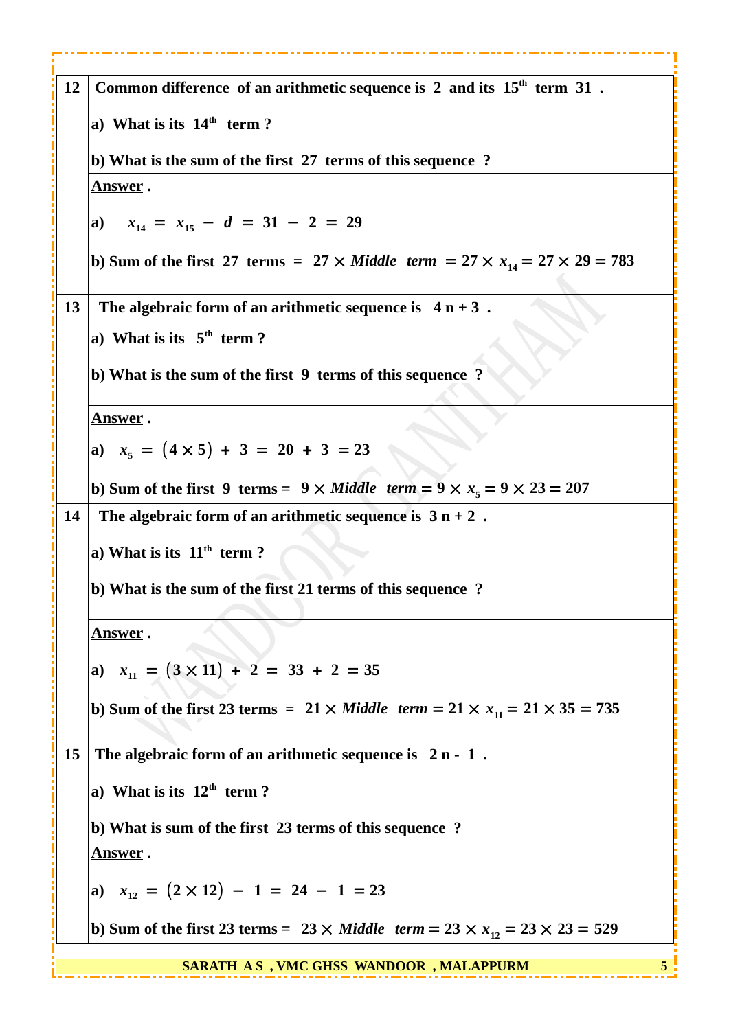**12** Common difference of an arithmetic sequence is 2 and its $15^{th}$ term 31 .

a) What is its $14^{th}$ term ?

b) What is the sum of the first 27 terms of this sequence ?

**Answer .**

a) $x_{14} = x_{15} - d = 31 - 2 = 29$

b) Sum of the first 27 terms = $27 \times \textit{Middle term} = 27 \times x_{14} = 27 \times 29 = 783$

**13** The algebraic form of an arithmetic sequence is $4n + 3$ .

a) What is its $5^{th}$ term ?

b) What is the sum of the first 9 terms of this sequence ?

**Answer .**

a) $x_5 = (4 \times 5) + 3 = 20 + 3 = 23$

b) Sum of the first 9 terms = $9 \times \textit{Middle term} = 9 \times x_5 = 9 \times 23 = 207$

**14** The algebraic form of an arithmetic sequence is $3n + 2$ .

a) What is its $11^{th}$ term ?

b) What is the sum of the first 21 terms of this sequence ?

**Answer .**

a) $x_{11} = (3 \times 11) + 2 = 33 + 2 = 35$

b) Sum of the first 23 terms = $21 \times \textit{Middle term} = 21 \times x_{11} = 21 \times 35 = 735$

**15** The algebraic form of an arithmetic sequence is $2n - 1$ .

a) What is its $12^{th}$ term ?

b) What is sum of the first 23 terms of this sequence ?

**Answer .**

a) $x_{12} = (2 \times 12) - 1 = 24 - 1 = 23$

b) Sum of the first 23 terms = $23 \times \textit{Middle term} = 23 \times x_{12} = 23 \times 23 = 529$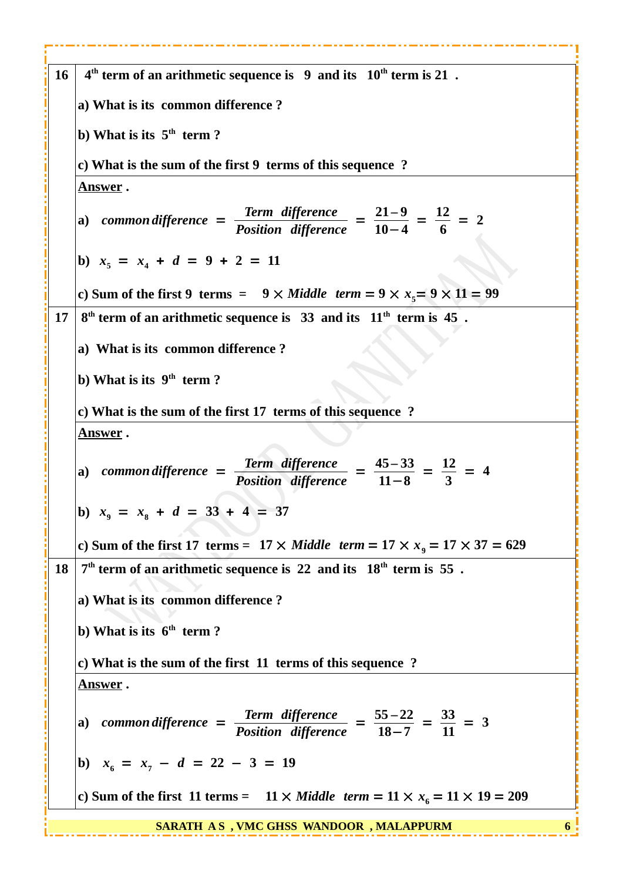**16** $4^{th}$ term of an arithmetic sequence is 9 and its $10^{th}$ term is 21 .

a) What is its common difference ?

b) What is its $5^{th}$ term ?

c) What is the sum of the first 9 terms of this sequence ?

**Answer .**

a) $common\ difference = \dfrac{Term\ \ difference}{Position\ \ difference} = \dfrac{21-9}{10-4} = \dfrac{12}{6} = 2$

b) $x_5 = x_4 + d = 9 + 2 = 11$

c) Sum of the first 9 terms = $9 \times Middle\ \ term = 9 \times x_5 = 9 \times 11 = 99$

**17** $8^{th}$ term of an arithmetic sequence is 33 and its $11^{th}$ term is 45 .

a) What is its common difference ?

b) What is its $9^{th}$ term ?

c) What is the sum of the first 17 terms of this sequence ?

**Answer .**

a) $common\ difference = \dfrac{Term\ \ difference}{Position\ \ difference} = \dfrac{45-33}{11-8} = \dfrac{12}{3} = 4$

b) $x_9 = x_8 + d = 33 + 4 = 37$

c) Sum of the first 17 terms = $17 \times Middle\ \ term = 17 \times x_9 = 17 \times 37 = 629$

**18** $7^{th}$ term of an arithmetic sequence is 22 and its $18^{th}$ term is 55 .

a) What is its common difference ?

b) What is its $6^{th}$ term ?

c) What is the sum of the first 11 terms of this sequence ?

**Answer .**

a) $common\ difference = \dfrac{Term\ \ difference}{Position\ \ difference} = \dfrac{55-22}{18-7} = \dfrac{33}{11} = 3$

b) $x_6 = x_7 - d = 22 - 3 = 19$

c) Sum of the first 11 terms = $11 \times Middle\ \ term = 11 \times x_6 = 11 \times 19 = 209$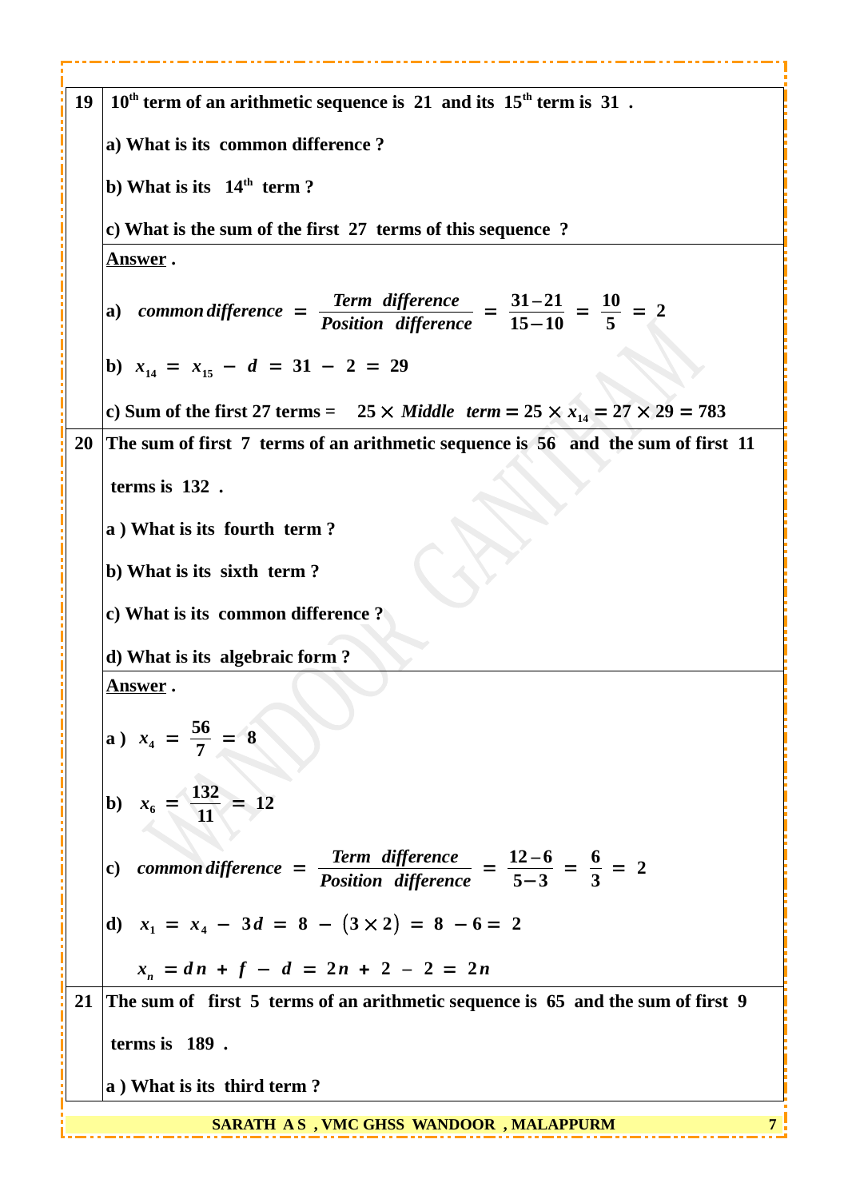**19** $10^{th}$ term of an arithmetic sequence is 21 and its $15^{th}$ term is 31 .

a) What is its common difference ?

b) What is its $14^{th}$ term ?

c) What is the sum of the first 27 terms of this sequence ?

**Answer .**

a) $\textit{common difference} = \dfrac{\textit{Term difference}}{\textit{Position difference}} = \dfrac{31-21}{15-10} = \dfrac{10}{5} = 2$

b) $x_{14} = x_{15} - d = 31 - 2 = 29$

c) Sum of the first 27 terms = $25 \times \textit{Middle term} = 25 \times x_{14} = 27 \times 29 = 783$

**20** The sum of first 7 terms of an arithmetic sequence is 56 and the sum of first 11 terms is 132 .

a ) What is its fourth term ?

b) What is its sixth term ?

c) What is its common difference ?

d) What is its algebraic form ?

**Answer .**

a ) $x_4 = \dfrac{56}{7} = 8$

b) $x_6 = \dfrac{132}{11} = 12$

c) $\textit{common difference} = \dfrac{\textit{Term difference}}{\textit{Position difference}} = \dfrac{12-6}{5-3} = \dfrac{6}{3} = 2$

d) $x_1 = x_4 - 3d = 8 - (3 \times 2) = 8 - 6 = 2$

$x_n = dn + f - d = 2n + 2 - 2 = 2n$

**21** The sum of first 5 terms of an arithmetic sequence is 65 and the sum of first 9 terms is 189 .

a ) What is its third term ?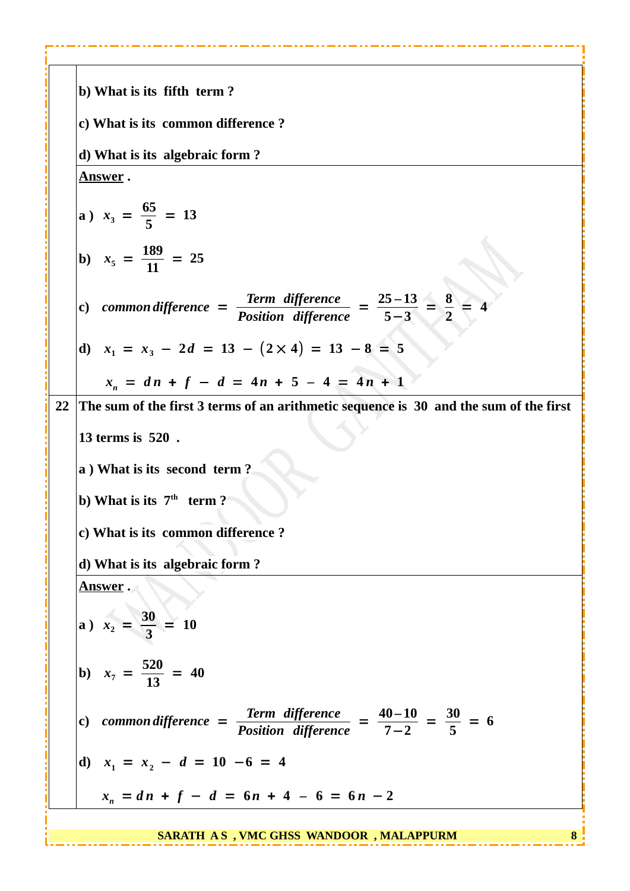b) What is its fifth term ?

c) What is its common difference ?

d) What is its algebraic form ?

**Answer .**

a ) $x_3 = \frac{65}{5} = 13$

b) $x_5 = \frac{189}{11} = 25$

c) $common\, difference = \frac{Term\ \ difference}{Position\ \ difference} = \frac{25-13}{5-3} = \frac{8}{2} = 4$

d) $x_1 = x_3 - 2d = 13 - (2 \times 4) = 13 - 8 = 5$

$x_n = dn + f - d = 4n + 5 - 4 = 4n + 1$

**22** The sum of the first 3 terms of an arithmetic sequence is 30 and the sum of the first 13 terms is 520 .

a ) What is its second term ?

b) What is its $7^{th}$ term ?

c) What is its common difference ?

d) What is its algebraic form ?

**Answer .**

a ) $x_2 = \frac{30}{3} = 10$

b) $x_7 = \frac{520}{13} = 40$

c) $common\, difference = \frac{Term\ \ difference}{Position\ \ difference} = \frac{40-10}{7-2} = \frac{30}{5} = 6$

d) $x_1 = x_2 - d = 10 - 6 = 4$

$x_n = dn + f - d = 6n + 4 - 6 = 6n - 2$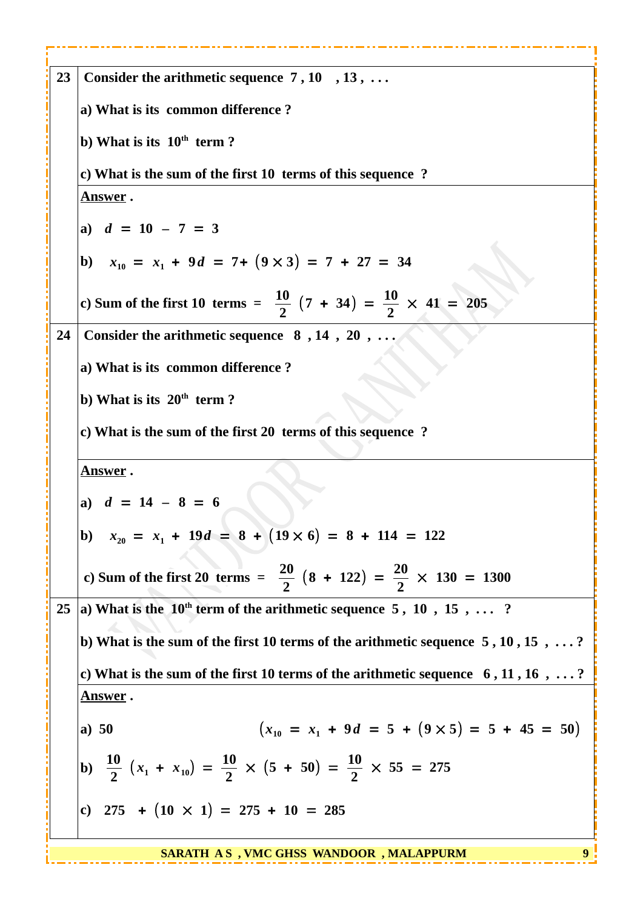**23** Consider the arithmetic sequence 7 , 10 , 13 , . . .

a) What is its common difference ?

b) What is its $10^{th}$ term ?

c) What is the sum of the first 10 terms of this sequence ?

**Answer .**

a) $d = 10 - 7 = 3$

b) $x_{10} = x_1 + 9d = 7 + (9 \times 3) = 7 + 27 = 34$

c) Sum of the first 10 terms $= \frac{10}{2}(7 + 34) = \frac{10}{2} \times 41 = 205$

**24** Consider the arithmetic sequence 8 , 14 , 20 , . . .

a) What is its common difference ?

b) What is its $20^{th}$ term ?

c) What is the sum of the first 20 terms of this sequence ?

**Answer .**

a) $d = 14 - 8 = 6$

b) $x_{20} = x_1 + 19d = 8 + (19 \times 6) = 8 + 114 = 122$

c) Sum of the first 20 terms $= \frac{20}{2}(8 + 122) = \frac{20}{2} \times 130 = 1300$

**25** a) What is the $10^{th}$ term of the arithmetic sequence 5 , 10 , 15 , . . . ?

b) What is the sum of the first 10 terms of the arithmetic sequence 5 , 10 , 15 , . . . ?

c) What is the sum of the first 10 terms of the arithmetic sequence 6 , 11 , 16 , . . . ?

**Answer .**

a) 50 $\quad (x_{10} = x_1 + 9d = 5 + (9 \times 5) = 5 + 45 = 50)$

b) $\frac{10}{2}(x_1 + x_{10}) = \frac{10}{2} \times (5 + 50) = \frac{10}{2} \times 55 = 275$

c) $275 + (10 \times 1) = 275 + 10 = 285$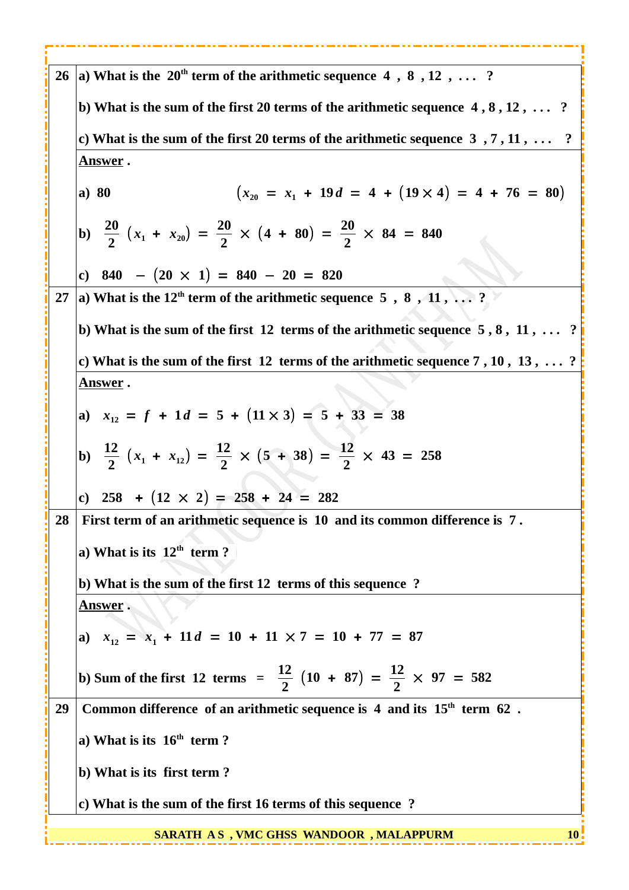**26** a) What is the $20^{th}$ term of the arithmetic sequence 4 , 8 , 12 , . . . ?

b) What is the sum of the first 20 terms of the arithmetic sequence 4 , 8 , 12 , . . . ?

c) What is the sum of the first 20 terms of the arithmetic sequence 3 , 7 , 11 , . . . ?

**Answer .**

a) 80 $\quad (x_{20} = x_1 + 19d = 4 + (19 \times 4) = 4 + 76 = 80)$

b) $\frac{20}{2}(x_1 + x_{20}) = \frac{20}{2} \times (4 + 80) = \frac{20}{2} \times 84 = 840$

c) $840 - (20 \times 1) = 840 - 20 = 820$

**27** a) What is the $12^{th}$ term of the arithmetic sequence 5 , 8 , 11 , . . . ?

b) What is the sum of the first 12 terms of the arithmetic sequence 5 , 8 , 11 , . . . ?

c) What is the sum of the first 12 terms of the arithmetic sequence 7 , 10 , 13 , . . . ?

**Answer .**

a) $x_{12} = f + 1d = 5 + (11 \times 3) = 5 + 33 = 38$

b) $\frac{12}{2}(x_1 + x_{12}) = \frac{12}{2} \times (5 + 38) = \frac{12}{2} \times 43 = 258$

c) $258 + (12 \times 2) = 258 + 24 = 282$

**28** First term of an arithmetic sequence is 10 and its common difference is 7 .

a) What is its $12^{th}$ term ?

b) What is the sum of the first 12 terms of this sequence ?

**Answer .**

a) $x_{12} = x_1 + 11d = 10 + 11 \times 7 = 10 + 77 = 87$

b) Sum of the first 12 terms $= \frac{12}{2}(10 + 87) = \frac{12}{2} \times 97 = 582$

**29** Common difference of an arithmetic sequence is 4 and its $15^{th}$ term 62 .

a) What is its $16^{th}$ term ?

b) What is its first term ?

c) What is the sum of the first 16 terms of this sequence ?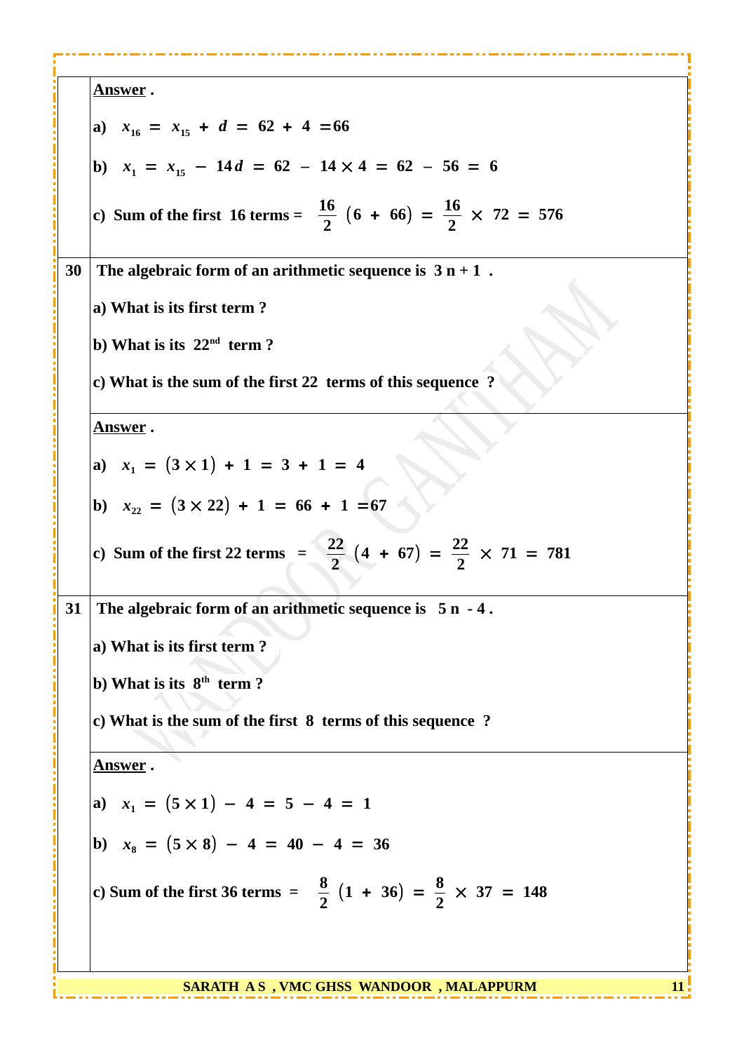**Answer .**

a) $x_{16} = x_{15} + d = 62 + 4 = 66$

b) $x_1 = x_{15} - 14d = 62 - 14 \times 4 = 62 - 56 = 6$

c) Sum of the first 16 terms = $\frac{16}{2}(6 + 66) = \frac{16}{2} \times 72 = 576$

**30** The algebraic form of an arithmetic sequence is $3n + 1$ .

a) What is its first term ?

b) What is its 22nd term ?

c) What is the sum of the first 22 terms of this sequence ?

**Answer .**

a) $x_1 = (3 \times 1) + 1 = 3 + 1 = 4$

b) $x_{22} = (3 \times 22) + 1 = 66 + 1 = 67$

c) Sum of the first 22 terms $= \frac{22}{2}(4 + 67) = \frac{22}{2} \times 71 = 781$

**31** The algebraic form of an arithmetic sequence is $5n - 4$ .

a) What is its first term ?

b) What is its 8th term ?

c) What is the sum of the first 8 terms of this sequence ?

**Answer .**

a) $x_1 = (5 \times 1) - 4 = 5 - 4 = 1$

b) $x_8 = (5 \times 8) - 4 = 40 - 4 = 36$

c) Sum of the first 36 terms $= \frac{8}{2}(1 + 36) = \frac{8}{2} \times 37 = 148$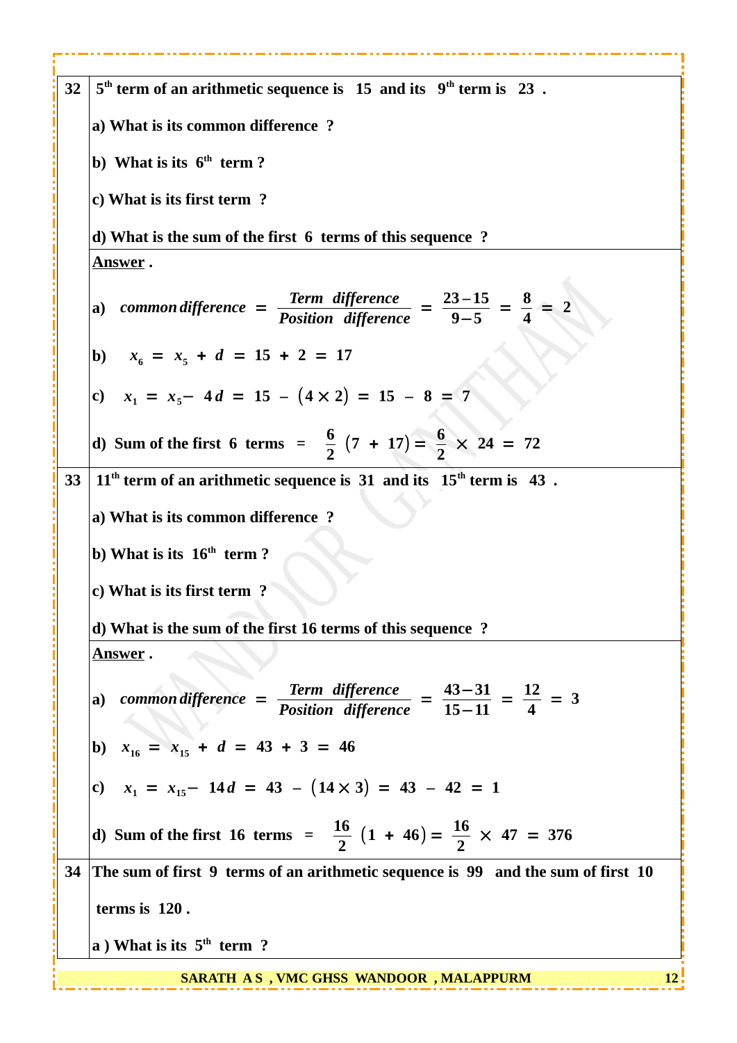**32** $5^{th}$ term of an arithmetic sequence is 15 and its $9^{th}$ term is 23 .

a) What is its common difference ?

b) What is its $6^{th}$ term ?

c) What is its first term ?

d) What is the sum of the first 6 terms of this sequence ?

**Answer .**

a) $common\ difference = \frac{Term\ \ difference}{Position\ \ difference} = \frac{23-15}{9-5} = \frac{8}{4} = 2$

b) $x_6 = x_5 + d = 15 + 2 = 17$

c) $x_1 = x_5 - 4d = 15 - (4 \times 2) = 15 - 8 = 7$

d) Sum of the first 6 terms $= \frac{6}{2}(7 + 17) = \frac{6}{2} \times 24 = 72$

**33** $11^{th}$ term of an arithmetic sequence is 31 and its $15^{th}$ term is 43 .

a) What is its common difference ?

b) What is its $16^{th}$ term ?

c) What is its first term ?

d) What is the sum of the first 16 terms of this sequence ?

**Answer .**

a) $common\ difference = \frac{Term\ \ difference}{Position\ \ difference} = \frac{43-31}{15-11} = \frac{12}{4} = 3$

b) $x_{16} = x_{15} + d = 43 + 3 = 46$

c) $x_1 = x_{15} - 14d = 43 - (14 \times 3) = 43 - 42 = 1$

d) Sum of the first 16 terms $= \frac{16}{2}(1 + 46) = \frac{16}{2} \times 47 = 376$

**34** The sum of first 9 terms of an arithmetic sequence is 99 and the sum of first 10 terms is 120 .

a ) What is its $5^{th}$ term ?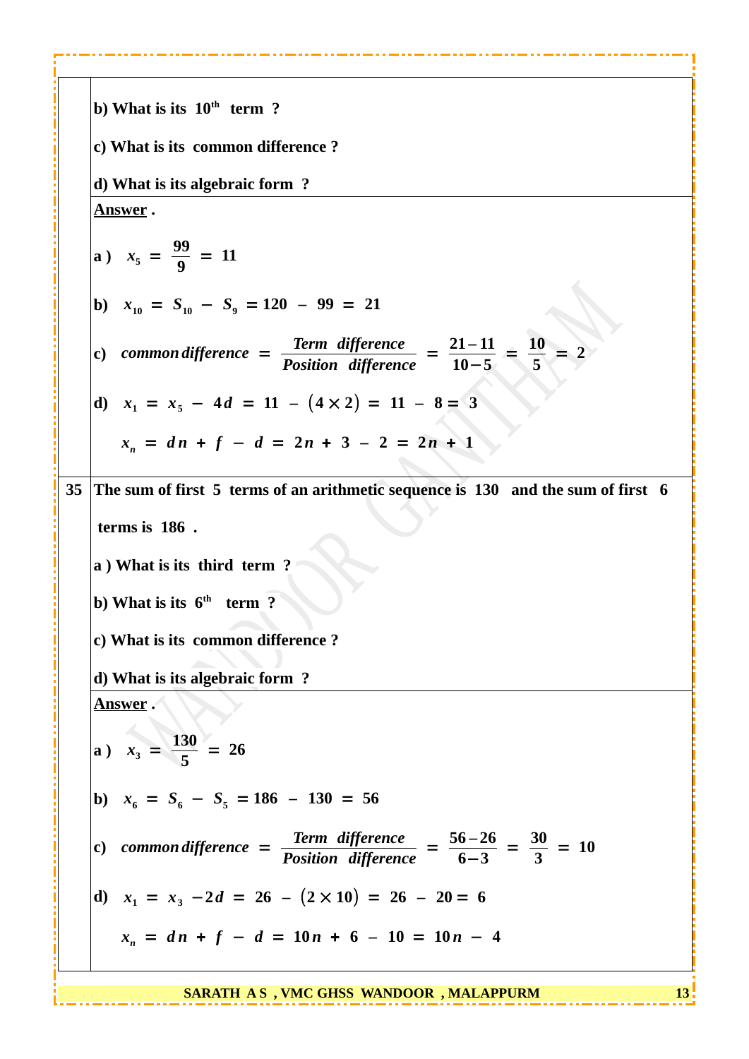b) What is its $10^{th}$ term ?

c) What is its common difference ?

d) What is its algebraic form ?

**Answer .**

a ) $x_5 = \frac{99}{9} = 11$

b) $x_{10} = S_{10} - S_9 = 120 - 99 = 21$

c) $common\ difference = \frac{Term\ \ difference}{Position\ \ difference} = \frac{21-11}{10-5} = \frac{10}{5} = 2$

d) $x_1 = x_5 - 4d = 11 - (4 \times 2) = 11 - 8 = 3$

$x_n = dn + f - d = 2n + 3 - 2 = 2n + 1$

**35** The sum of first 5 terms of an arithmetic sequence is 130 and the sum of first 6 terms is 186 .

a ) What is its third term ?

b) What is its $6^{th}$ term ?

c) What is its common difference ?

d) What is its algebraic form ?

**Answer .**

a ) $x_3 = \frac{130}{5} = 26$

b) $x_6 = S_6 - S_5 = 186 - 130 = 56$

c) $common\ difference = \frac{Term\ \ difference}{Position\ \ difference} = \frac{56-26}{6-3} = \frac{30}{3} = 10$

d) $x_1 = x_3 - 2d = 26 - (2 \times 10) = 26 - 20 = 6$

$x_n = dn + f - d = 10n + 6 - 10 = 10n - 4$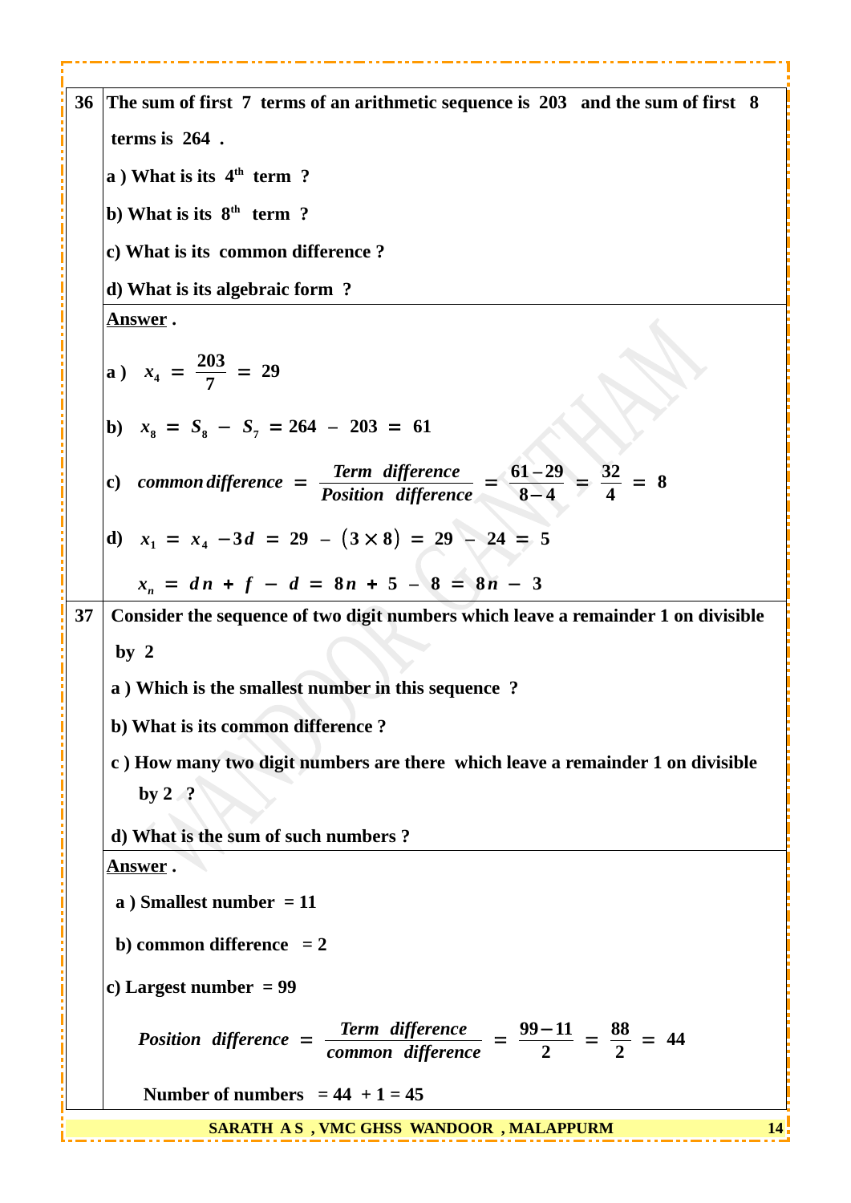**36** The sum of first 7 terms of an arithmetic sequence is 203 and the sum of first 8 terms is 264 .

a ) What is its $4^{th}$ term ?

b) What is its $8^{th}$ term ?

c) What is its common difference ?

d) What is its algebraic form ?

**Answer .**

a ) $x_4 = \frac{203}{7} = 29$

b) $x_8 = S_8 - S_7 = 264 - 203 = 61$

c) $common\ difference = \frac{Term\ \ difference}{Position\ \ difference} = \frac{61-29}{8-4} = \frac{32}{4} = 8$

d) $x_1 = x_4 - 3d = 29 - (3 \times 8) = 29 - 24 = 5$

$x_n = dn + f - d = 8n + 5 - 8 = 8n - 3$

**37** Consider the sequence of two digit numbers which leave a remainder 1 on divisible by 2

a ) Which is the smallest number in this sequence ?

b) What is its common difference ?

c ) How many two digit numbers are there which leave a remainder 1 on divisible by 2 ?

d) What is the sum of such numbers ?

**Answer .**

a ) Smallest number = 11

b) common difference = 2

c) Largest number = 99

$Position\ \ difference = \frac{Term\ \ difference}{common\ \ difference} = \frac{99-11}{2} = \frac{88}{2} = 44$

Number of numbers = 44 + 1 = 45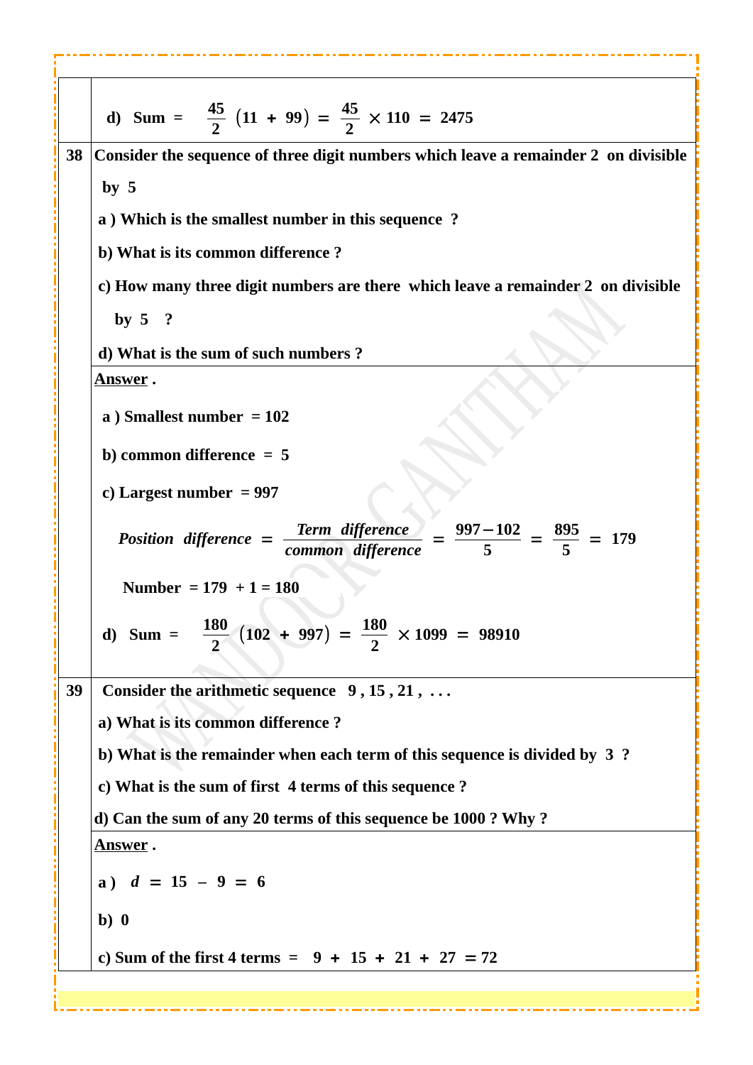d) Sum $= \frac{45}{2}(11 + 99) = \frac{45}{2} \times 110 = 2475$

**38** Consider the sequence of three digit numbers which leave a remainder 2 on divisible by 5

a ) Which is the smallest number in this sequence ?

b) What is its common difference ?

c) How many three digit numbers are there which leave a remainder 2 on divisible by 5 ?

d) What is the sum of such numbers ?

**Answer .**

a ) Smallest number = 102

b) common difference = 5

c) Largest number = 997

$$Position\ difference = \frac{Term\ difference}{common\ difference} = \frac{997-102}{5} = \frac{895}{5} = 179$$

Number = 179 + 1 = 180

d) Sum $= \frac{180}{2}(102 + 997) = \frac{180}{2} \times 1099 = 98910$

**39** Consider the arithmetic sequence 9 , 15 , 21 , . . .

a) What is its common difference ?

b) What is the remainder when each term of this sequence is divided by 3 ?

c) What is the sum of first 4 terms of this sequence ?

d) Can the sum of any 20 terms of this sequence be 1000 ? Why ?

**Answer .**

a ) $d = 15 - 9 = 6$

b) 0

c) Sum of the first 4 terms = 9 + 15 + 21 + 27 = 72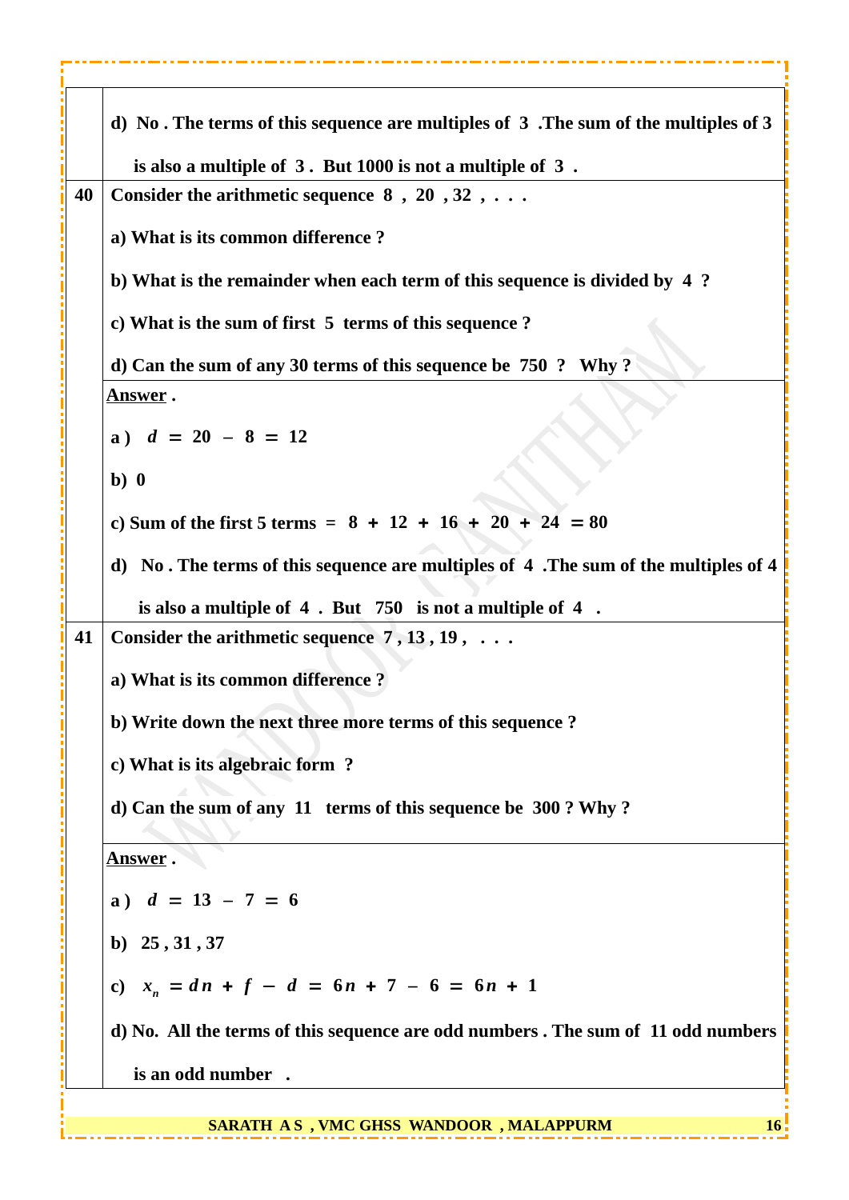d) No . The terms of this sequence are multiples of 3 .The sum of the multiples of 3 is also a multiple of 3 . But 1000 is not a multiple of 3 .

**40** Consider the arithmetic sequence 8 , 20 , 32 , . . .

a) What is its common difference ?

b) What is the remainder when each term of this sequence is divided by 4 ?

c) What is the sum of first 5 terms of this sequence ?

d) Can the sum of any 30 terms of this sequence be 750 ? Why ?

**Answer .**

a ) $d = 20 - 8 = 12$

b) 0

c) Sum of the first 5 terms = 8 + 12 + 16 + 20 + 24 = 80

d) No . The terms of this sequence are multiples of 4 .The sum of the multiples of 4 is also a multiple of 4 . But 750 is not a multiple of 4 .

**41** Consider the arithmetic sequence 7 , 13 , 19 , . . .

a) What is its common difference ?

b) Write down the next three more terms of this sequence ?

c) What is its algebraic form ?

d) Can the sum of any 11 terms of this sequence be 300 ? Why ?

**Answer .**

a ) $d = 13 - 7 = 6$

b) 25 , 31 , 37

c) $x_n = dn + f - d = 6n + 7 - 6 = 6n + 1$

d) No. All the terms of this sequence are odd numbers . The sum of 11 odd numbers is an odd number .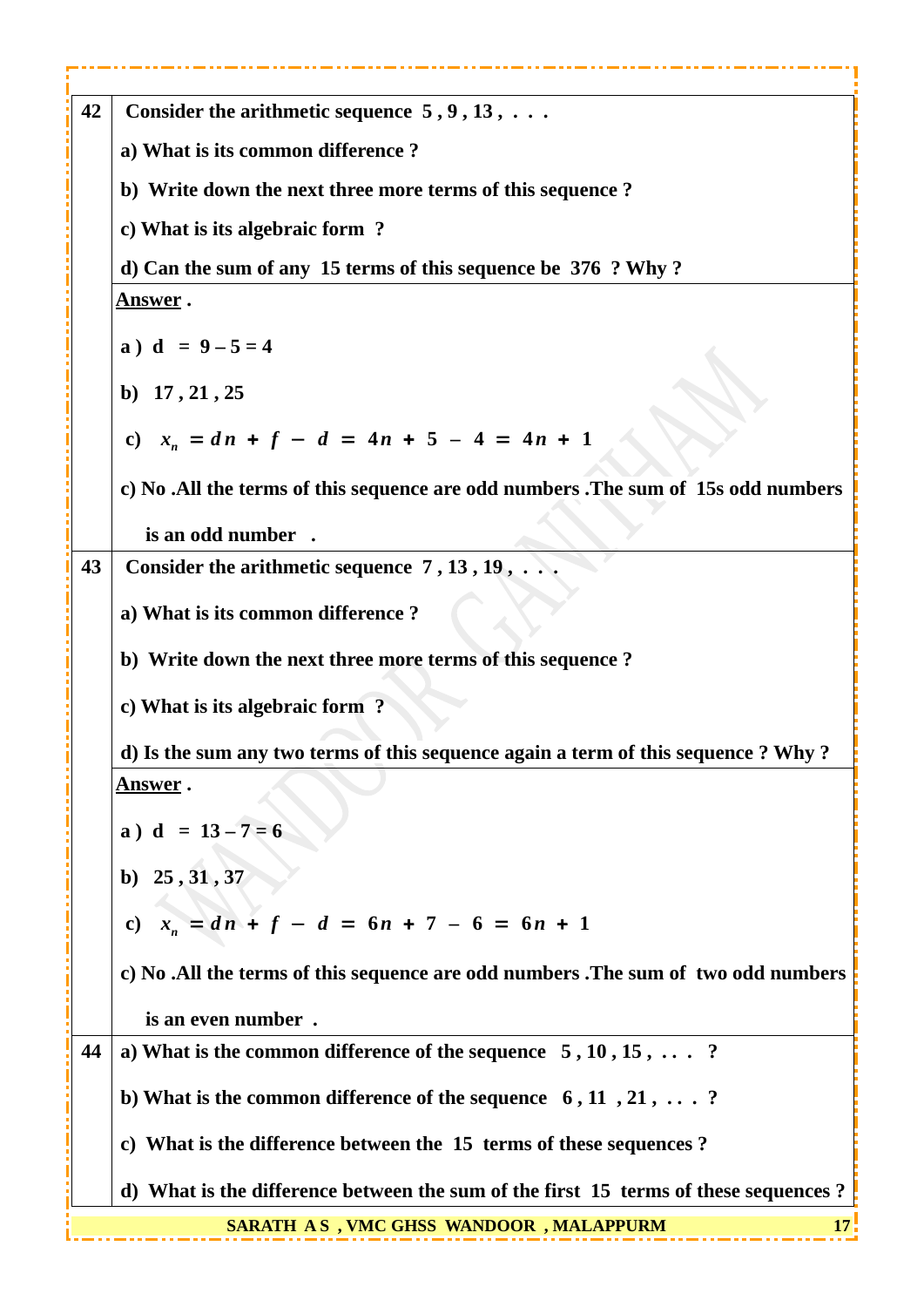**42** Consider the arithmetic sequence 5 , 9 , 13 , . . .

a) What is its common difference ?

b) Write down the next three more terms of this sequence ?

c) What is its algebraic form ?

d) Can the sum of any 15 terms of this sequence be 376 ? Why ?

**Answer .**

a ) d = 9 – 5 = 4

b) 17 , 21 , 25

c) $x_n = dn + f - d = 4n + 5 - 4 = 4n + 1$

c) No .All the terms of this sequence are odd numbers .The sum of 15s odd numbers is an odd number .

**43** Consider the arithmetic sequence 7 , 13 , 19 , . . .

a) What is its common difference ?

b) Write down the next three more terms of this sequence ?

c) What is its algebraic form ?

d) Is the sum any two terms of this sequence again a term of this sequence ? Why ?

**Answer .**

a ) d = 13 – 7 = 6

b) 25 , 31 , 37

c) $x_n = dn + f - d = 6n + 7 - 6 = 6n + 1$

c) No .All the terms of this sequence are odd numbers .The sum of two odd numbers is an even number .

**44** a) What is the common difference of the sequence 5 , 10 , 15 , . . . ?

b) What is the common difference of the sequence 6 , 11 , 21 , . . . ?

c) What is the difference between the 15 terms of these sequences ?

d) What is the difference between the sum of the first 15 terms of these sequences ?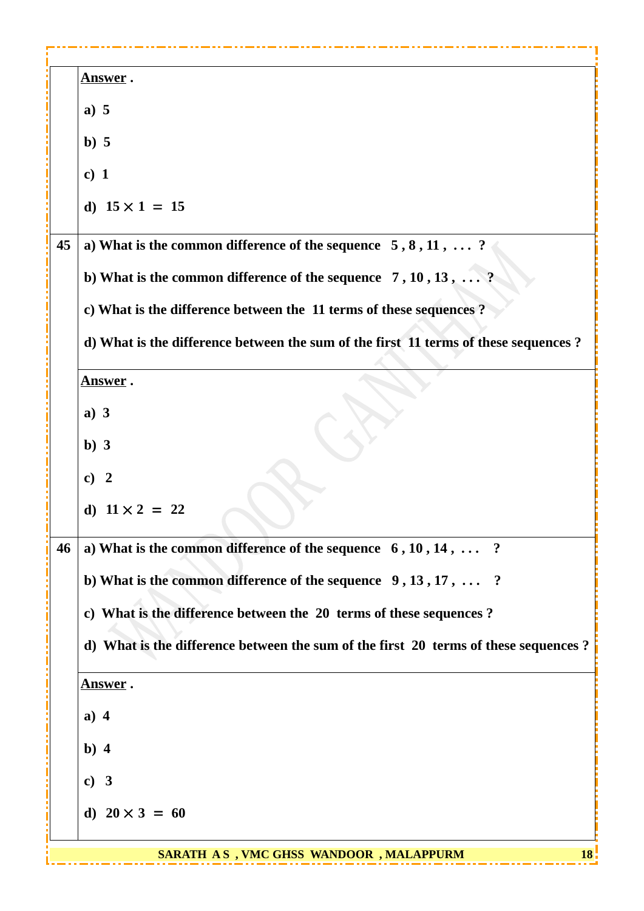**Answer .**

a) 5

b) 5

c) 1

d) $15 \times 1 = 15$

**45**

a) What is the common difference of the sequence 5 , 8 , 11 , . . . ?

b) What is the common difference of the sequence 7 , 10 , 13 , . . . ?

c) What is the difference between the 11 terms of these sequences ?

d) What is the difference between the sum of the first 11 terms of these sequences ?

**Answer .**

a) 3

b) 3

c) 2

d) $11 \times 2 = 22$

**46**

a) What is the common difference of the sequence 6 , 10 , 14 , . . . ?

b) What is the common difference of the sequence 9 , 13 , 17 , . . . ?

c) What is the difference between the 20 terms of these sequences ?

d) What is the difference between the sum of the first 20 terms of these sequences ?

**Answer .**

a) 4

b) 4

c) 3

d) $20 \times 3 = 60$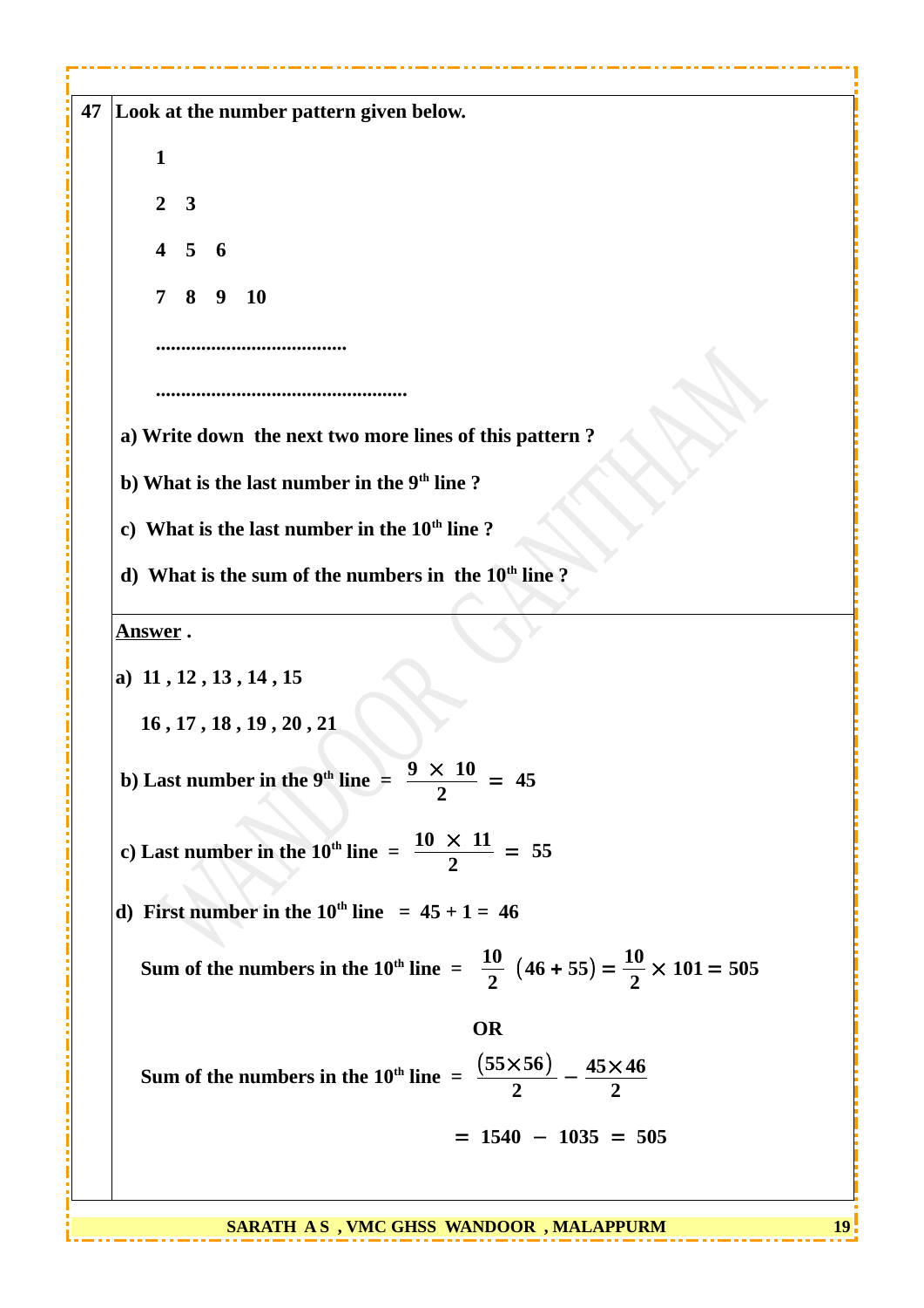**47** **Look at the number pattern given below.**

**1**

**2 3**

**4 5 6**

**7 8 9 10**

**......................................**

**..................................................**

**a) Write down the next two more lines of this pattern ?**

**b) What is the last number in the 9th line ?**

**c) What is the last number in the 10th line ?**

**d) What is the sum of the numbers in the 10th line ?**

**Answer .**

**a) 11 , 12 , 13 , 14 , 15**

**16 , 17 , 18 , 19 , 20 , 21**

**b) Last number in the 9th line** $= \dfrac{9 \times 10}{2} = 45$

**c) Last number in the 10th line** $= \dfrac{10 \times 11}{2} = 55$

**d) First number in the 10th line** $= 45 + 1 = 46$

**Sum of the numbers in the 10th line** $= \dfrac{10}{2}\left(46 + 55\right) = \dfrac{10}{2} \times 101 = 505$

**OR**

**Sum of the numbers in the 10th line** $= \dfrac{(55 \times 56)}{2} - \dfrac{45 \times 46}{2}$

$= 1540 - 1035 = 505$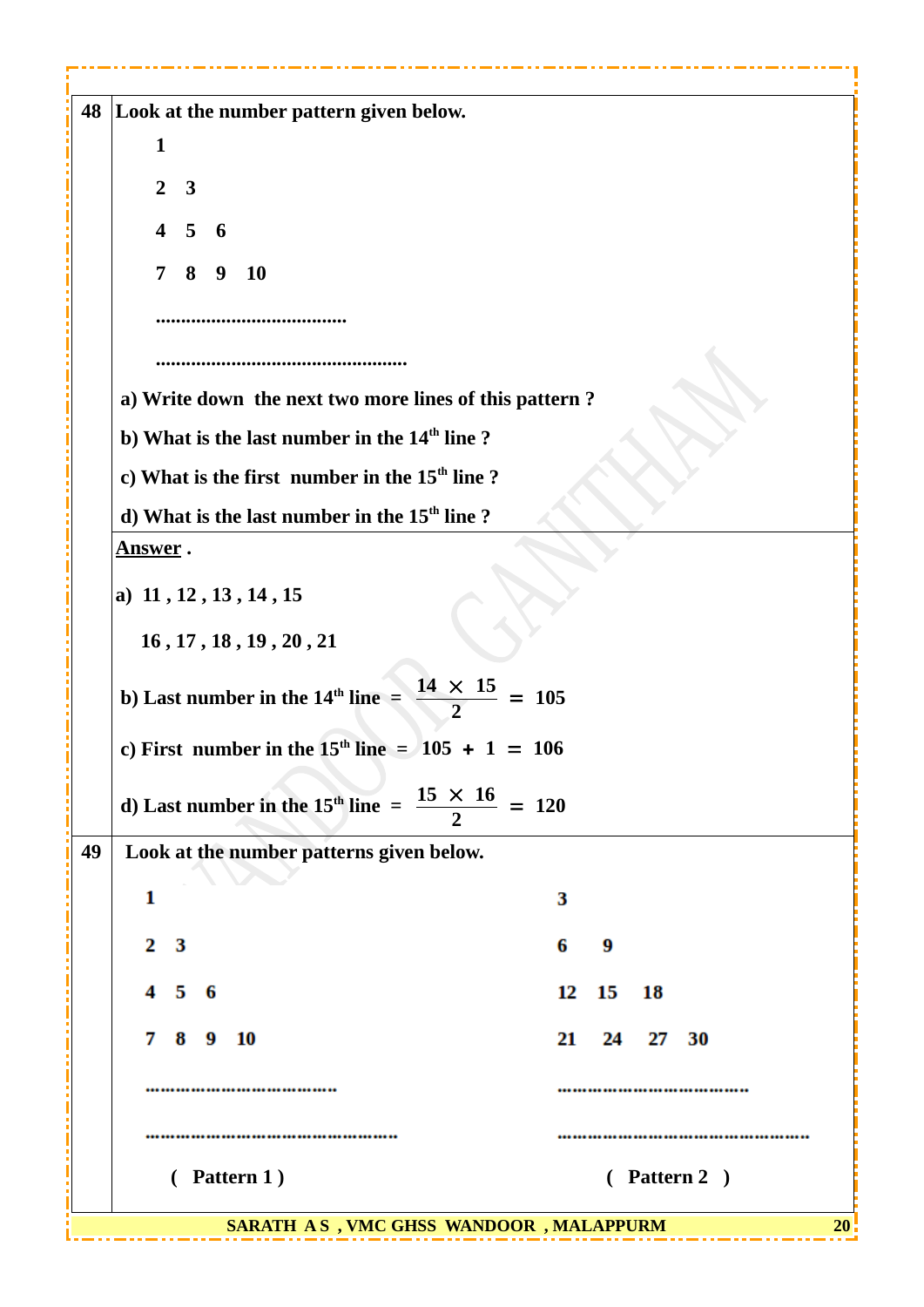**48** Look at the number pattern given below.

1

2 3

4 5 6

7 8 9 10

......................................

..................................................

a) Write down the next two more lines of this pattern ?

b) What is the last number in the 14th line ?

c) What is the first number in the 15th line ?

d) What is the last number in the 15th line ?

**Answer .**

a) 11 , 12 , 13 , 14 , 15

16 , 17 , 18 , 19 , 20 , 21

b) Last number in the 14th line $= \dfrac{14 \times 15}{2} = 105$

c) First number in the 15th line $= 105 + 1 = 106$

d) Last number in the 15th line $= \dfrac{15 \times 16}{2} = 120$

**49** Look at the number patterns given below.

| ( Pattern 1 ) | ( Pattern 2 ) |
|---|---|
| 1 | 3 |
| 2 3 | 6 9 |
| 4 5 6 | 12 15 18 |
| 7 8 9 10 | 21 24 27 30 |
| ...................................... | ...................................... |
| .................................................. | .................................................. |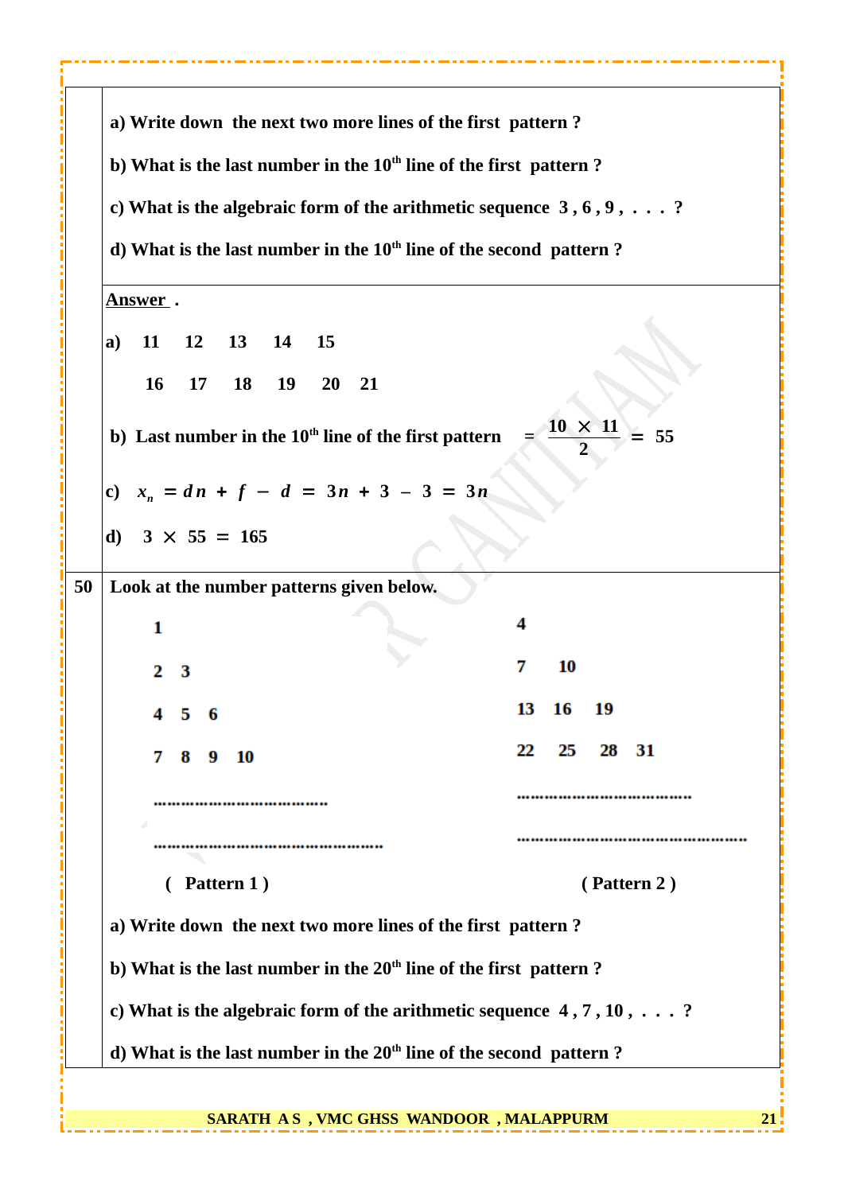a) Write down the next two more lines of the first pattern ?

b) What is the last number in the $10^{th}$ line of the first pattern ?

c) What is the algebraic form of the arithmetic sequence 3 , 6 , 9 , . . . . ?

d) What is the last number in the $10^{th}$ line of the second pattern ?

**Answer .**

a) 11 12 13 14 15

16 17 18 19 20 21

b) Last number in the $10^{th}$ line of the first pattern $= \dfrac{10 \times 11}{2} = 55$

c) $x_n = dn + f - d = 3n + 3 - 3 = 3n$

d) $3 \times 55 = 165$

**50** Look at the number patterns given below.

( Pattern 1 )

1

2 3

4 5 6

7 8 9 10

..................................

..............................................

( Pattern 2 )

4

7 10

13 16 19

22 25 28 31

..................................

..............................................

a) Write down the next two more lines of the first pattern ?

b) What is the last number in the $20^{th}$ line of the first pattern ?

c) What is the algebraic form of the arithmetic sequence 4 , 7 , 10 , . . . . ?

d) What is the last number in the $20^{th}$ line of the second pattern ?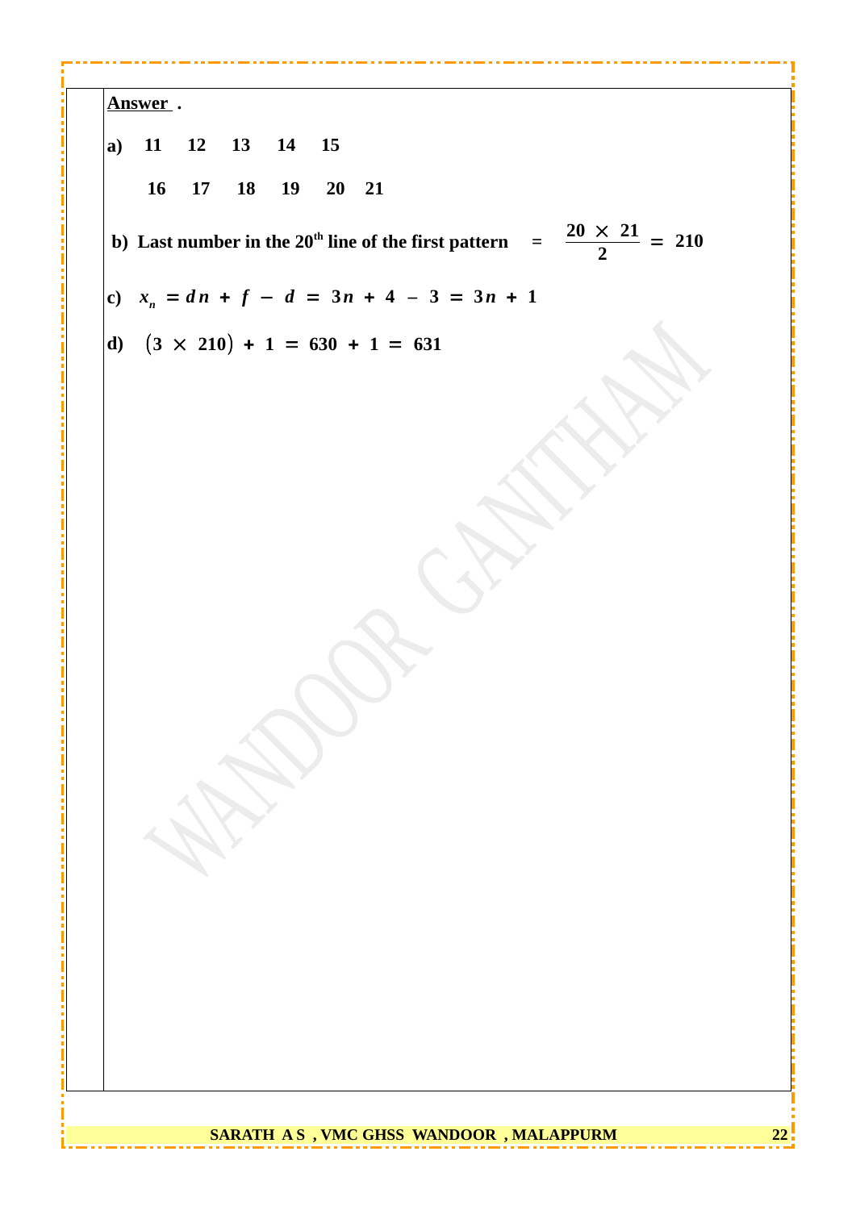**Answer .**

**a)** 11 12 13 14 15

16 17 18 19 20 21

**b)** Last number in the $20^{th}$ line of the first pattern $= \frac{20 \times 21}{2} = 210$

**c)** $x_n = dn + f - d = 3n + 4 - 3 = 3n + 1$

**d)** $(3 \times 210) + 1 = 630 + 1 = 631$